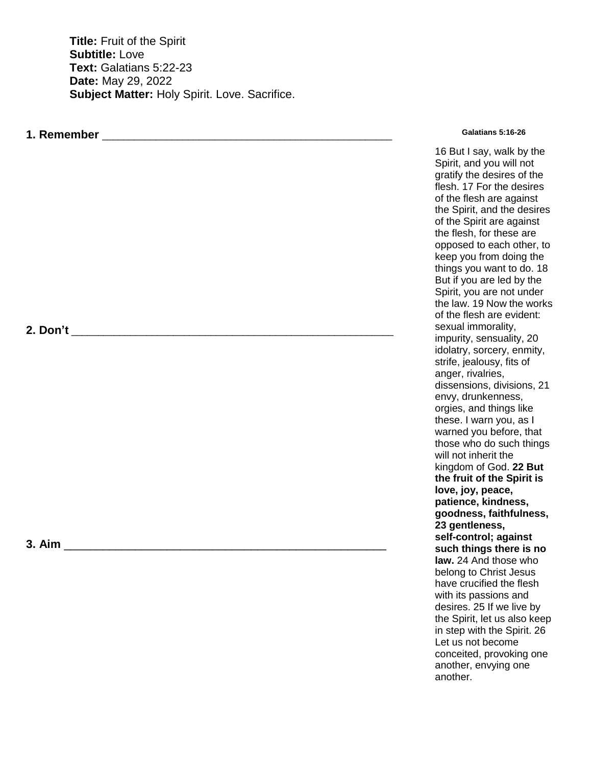**Title:** Fruit of the Spirit
**Subtitle:** Love
**Text:** Galatians 5:22-23
**Date:** May 29, 2022
**Subject Matter:** Holy Spirit. Love. Sacrifice.

**1. Remember** ______________________________________________

**2. Don't** ____________________________________________________

**3. Aim** _____________________________________________________

**Galatians 5:16-26**

16 But I say, walk by the Spirit, and you will not gratify the desires of the flesh. 17 For the desires of the flesh are against the Spirit, and the desires of the Spirit are against the flesh, for these are opposed to each other, to keep you from doing the things you want to do. 18 But if you are led by the Spirit, you are not under the law. 19 Now the works of the flesh are evident: sexual immorality, impurity, sensuality, 20 idolatry, sorcery, enmity, strife, jealousy, fits of anger, rivalries, dissensions, divisions, 21 envy, drunkenness, orgies, and things like these. I warn you, as I warned you before, that those who do such things will not inherit the kingdom of God. **22 But the fruit of the Spirit is love, joy, peace, patience, kindness, goodness, faithfulness, 23 gentleness, self-control; against such things there is no law.** 24 And those who belong to Christ Jesus have crucified the flesh with its passions and desires. 25 If we live by the Spirit, let us also keep in step with the Spirit. 26 Let us not become conceited, provoking one another, envying one another.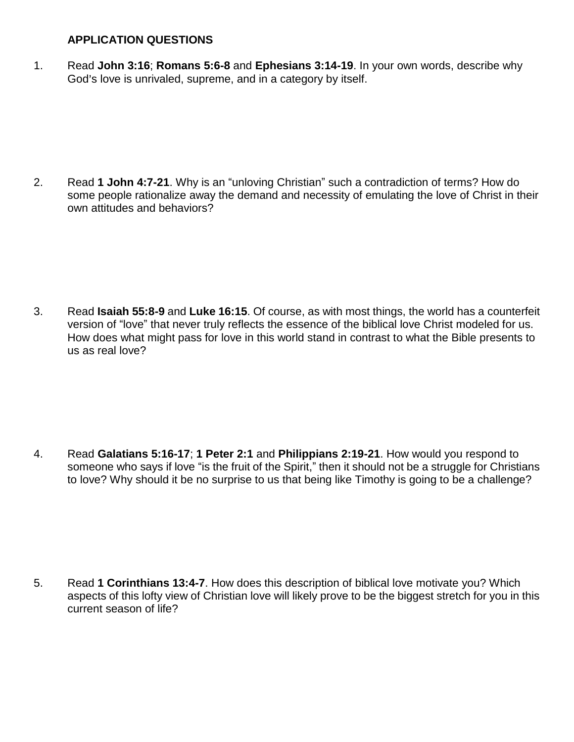**APPLICATION QUESTIONS**

1. Read **John 3:16**; **Romans 5:6-8** and **Ephesians 3:14-19**. In your own words, describe why God's love is unrivaled, supreme, and in a category by itself.

2. Read **1 John 4:7-21**. Why is an "unloving Christian" such a contradiction of terms? How do some people rationalize away the demand and necessity of emulating the love of Christ in their own attitudes and behaviors?

3. Read **Isaiah 55:8-9** and **Luke 16:15**. Of course, as with most things, the world has a counterfeit version of "love" that never truly reflects the essence of the biblical love Christ modeled for us. How does what might pass for love in this world stand in contrast to what the Bible presents to us as real love?

4. Read **Galatians 5:16-17**; **1 Peter 2:1** and **Philippians 2:19-21**. How would you respond to someone who says if love "is the fruit of the Spirit," then it should not be a struggle for Christians to love? Why should it be no surprise to us that being like Timothy is going to be a challenge?

5. Read **1 Corinthians 13:4-7**. How does this description of biblical love motivate you? Which aspects of this lofty view of Christian love will likely prove to be the biggest stretch for you in this current season of life?